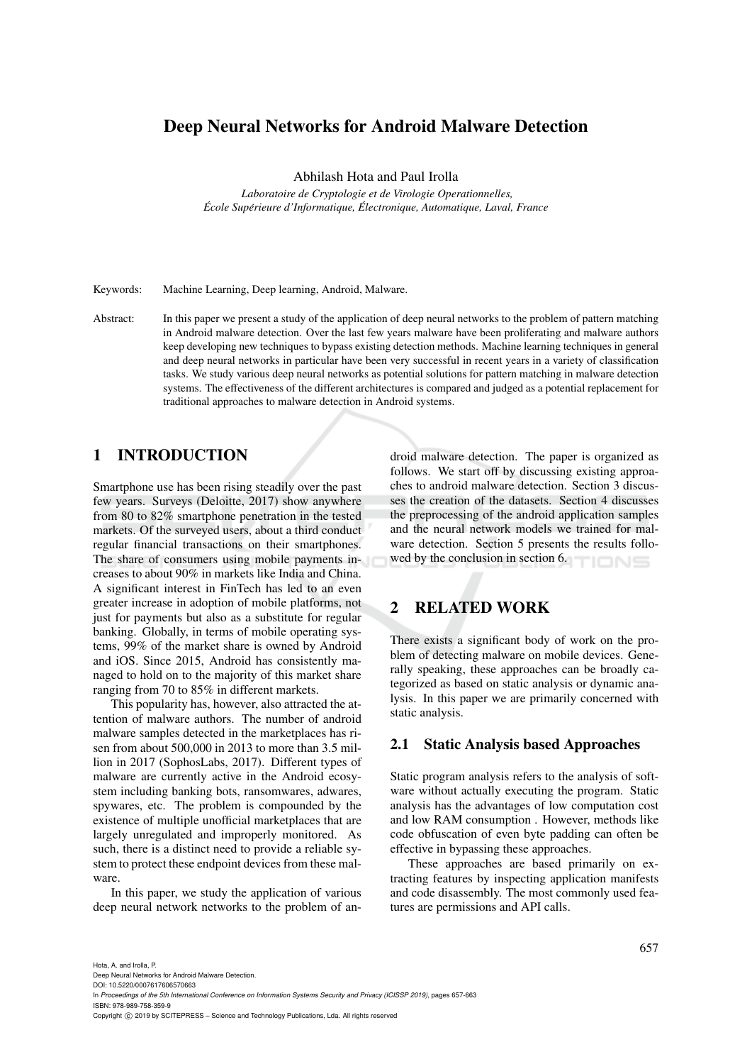# Deep Neural Networks for Android Malware Detection

Abhilash Hota and Paul Irolla

*Laboratoire de Cryptologie et de Virologie Operationnelles, École Supérieure d'Informatique, Électronique, Automatique, Laval, France*

Keywords: Machine Learning, Deep learning, Android, Malware.

Abstract: In this paper we present a study of the application of deep neural networks to the problem of pattern matching in Android malware detection. Over the last few years malware have been proliferating and malware authors keep developing new techniques to bypass existing detection methods. Machine learning techniques in general and deep neural networks in particular have been very successful in recent years in a variety of classification tasks. We study various deep neural networks as potential solutions for pattern matching in malware detection systems. The effectiveness of the different architectures is compared and judged as a potential replacement for traditional approaches to malware detection in Android systems.

## 1 INTRODUCTION

Smartphone use has been rising steadily over the past few years. Surveys (Deloitte, 2017) show anywhere from 80 to 82% smartphone penetration in the tested markets. Of the surveyed users, about a third conduct regular financial transactions on their smartphones. The share of consumers using mobile payments increases to about 90% in markets like India and China. A significant interest in FinTech has led to an even greater increase in adoption of mobile platforms, not just for payments but also as a substitute for regular banking. Globally, in terms of mobile operating systems, 99% of the market share is owned by Android and iOS. Since 2015, Android has consistently managed to hold on to the majority of this market share ranging from 70 to 85% in different markets.

This popularity has, however, also attracted the attention of malware authors. The number of android malware samples detected in the marketplaces has risen from about 500,000 in 2013 to more than 3.5 million in 2017 (SophosLabs, 2017). Different types of malware are currently active in the Android ecosystem including banking bots, ransomwares, adwares, spywares, etc. The problem is compounded by the existence of multiple unofficial marketplaces that are largely unregulated and improperly monitored. As such, there is a distinct need to provide a reliable system to protect these endpoint devices from these malware.

In this paper, we study the application of various deep neural network networks to the problem of android malware detection. The paper is organized as follows. We start off by discussing existing approaches to android malware detection. Section 3 discusses the creation of the datasets. Section 4 discusses the preprocessing of the android application samples and the neural network models we trained for malware detection. Section 5 presents the results followed by the conclusion in section 6.

## 2 RELATED WORK

There exists a significant body of work on the problem of detecting malware on mobile devices. Generally speaking, these approaches can be broadly categorized as based on static analysis or dynamic analysis. In this paper we are primarily concerned with static analysis.

### 2.1 Static Analysis based Approaches

Static program analysis refers to the analysis of software without actually executing the program. Static analysis has the advantages of low computation cost and low RAM consumption . However, methods like code obfuscation of even byte padding can often be effective in bypassing these approaches.

These approaches are based primarily on extracting features by inspecting application manifests and code disassembly. The most commonly used features are permissions and API calls.

Hota, A. and Irolla, P.
Deep Neural Networks for Android Malware Detection.
DOI: 10.5220/0007617606570663
In *Proceedings of the 5th International Conference on Information Systems Security and Privacy (ICISSP 2019)*, pages 657-663
ISBN: 978-989-758-359-9
Copyright © 2019 by SCITEPRESS – Science and Technology Publications, Lda. All rights reserved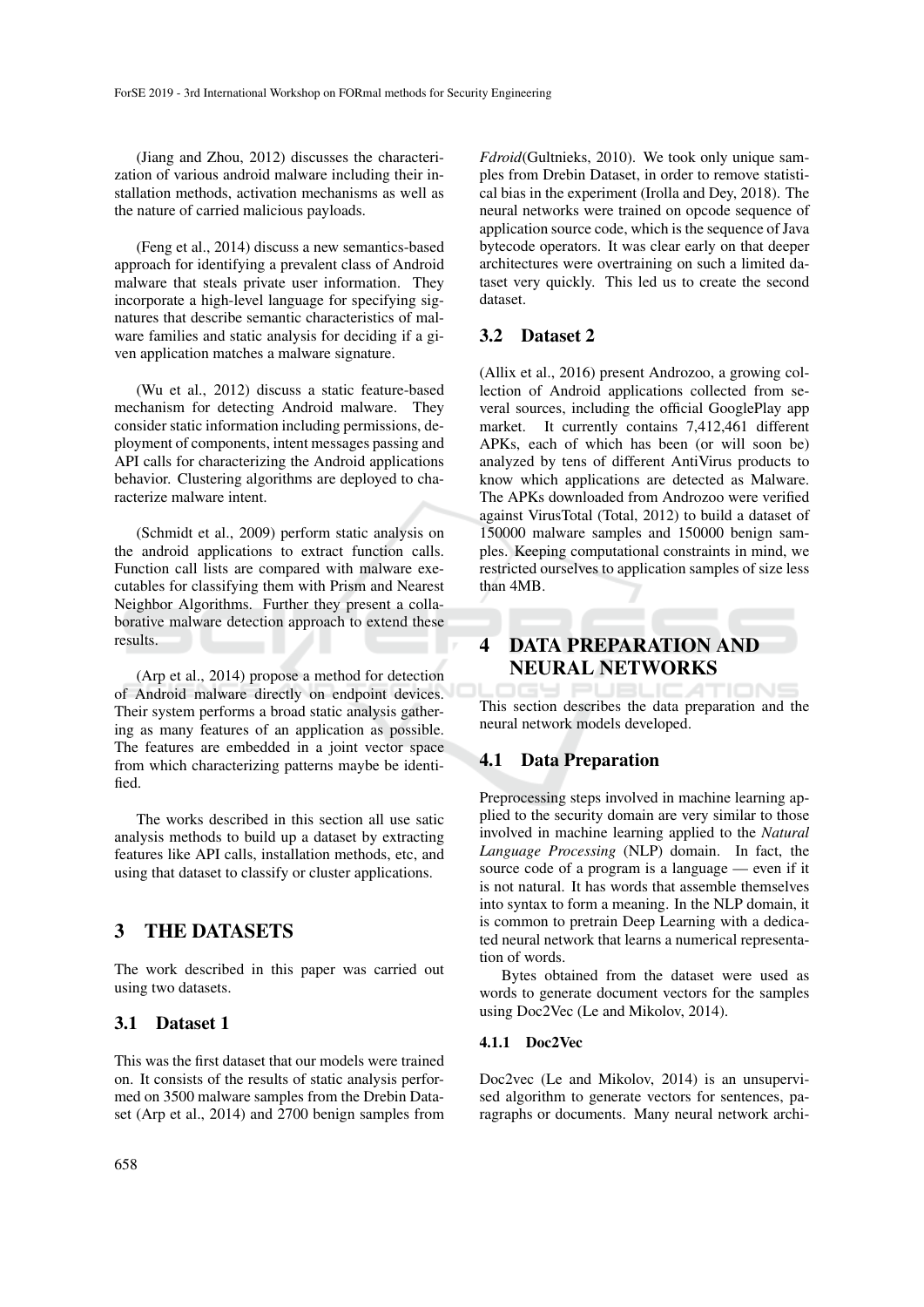(Jiang and Zhou, 2012) discusses the characterization of various android malware including their installation methods, activation mechanisms as well as the nature of carried malicious payloads.

(Feng et al., 2014) discuss a new semantics-based approach for identifying a prevalent class of Android malware that steals private user information. They incorporate a high-level language for specifying signatures that describe semantic characteristics of malware families and static analysis for deciding if a given application matches a malware signature.

(Wu et al., 2012) discuss a static feature-based mechanism for detecting Android malware. They consider static information including permissions, deployment of components, intent messages passing and API calls for characterizing the Android applications behavior. Clustering algorithms are deployed to characterize malware intent.

(Schmidt et al., 2009) perform static analysis on the android applications to extract function calls. Function call lists are compared with malware executables for classifying them with Prism and Nearest Neighbor Algorithms. Further they present a collaborative malware detection approach to extend these results.

(Arp et al., 2014) propose a method for detection of Android malware directly on endpoint devices. Their system performs a broad static analysis gathering as many features of an application as possible. The features are embedded in a joint vector space from which characterizing patterns maybe be identified.

The works described in this section all use satic analysis methods to build up a dataset by extracting features like API calls, installation methods, etc, and using that dataset to classify or cluster applications.

# 3 THE DATASETS

The work described in this paper was carried out using two datasets.

## 3.1 Dataset 1

This was the first dataset that our models were trained on. It consists of the results of static analysis performed on 3500 malware samples from the Drebin Dataset (Arp et al., 2014) and 2700 benign samples from *Fdroid*(Gultnieks, 2010). We took only unique samples from Drebin Dataset, in order to remove statistical bias in the experiment (Irolla and Dey, 2018). The neural networks were trained on opcode sequence of application source code, which is the sequence of Java bytecode operators. It was clear early on that deeper architectures were overtraining on such a limited dataset very quickly. This led us to create the second dataset.

## 3.2 Dataset 2

(Allix et al., 2016) present Androzoo, a growing collection of Android applications collected from several sources, including the official GooglePlay app market. It currently contains 7,412,461 different APKs, each of which has been (or will soon be) analyzed by tens of different AntiVirus products to know which applications are detected as Malware. The APKs downloaded from Androzoo were verified against VirusTotal (Total, 2012) to build a dataset of 150000 malware samples and 150000 benign samples. Keeping computational constraints in mind, we restricted ourselves to application samples of size less than 4MB.

# 4 DATA PREPARATION AND NEURAL NETWORKS

This section describes the data preparation and the neural network models developed.

## 4.1 Data Preparation

Preprocessing steps involved in machine learning applied to the security domain are very similar to those involved in machine learning applied to the *Natural Language Processing* (NLP) domain. In fact, the source code of a program is a language — even if it is not natural. It has words that assemble themselves into syntax to form a meaning. In the NLP domain, it is common to pretrain Deep Learning with a dedicated neural network that learns a numerical representation of words.

Bytes obtained from the dataset were used as words to generate document vectors for the samples using Doc2Vec (Le and Mikolov, 2014).

### 4.1.1 Doc2Vec

Doc2vec (Le and Mikolov, 2014) is an unsupervised algorithm to generate vectors for sentences, paragraphs or documents. Many neural network archi-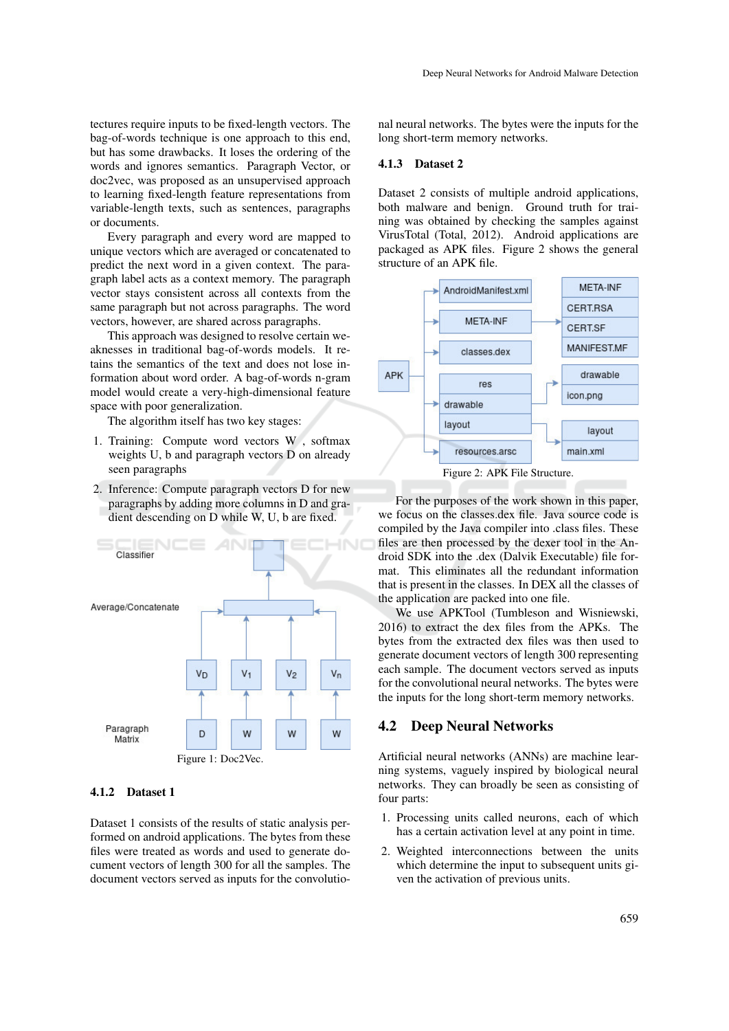tectures require inputs to be fixed-length vectors. The bag-of-words technique is one approach to this end, but has some drawbacks. It loses the ordering of the words and ignores semantics. Paragraph Vector, or doc2vec, was proposed as an unsupervised approach to learning fixed-length feature representations from variable-length texts, such as sentences, paragraphs or documents.

Every paragraph and every word are mapped to unique vectors which are averaged or concatenated to predict the next word in a given context. The paragraph label acts as a context memory. The paragraph vector stays consistent across all contexts from the same paragraph but not across paragraphs. The word vectors, however, are shared across paragraphs.

This approach was designed to resolve certain weaknesses in traditional bag-of-words models. It retains the semantics of the text and does not lose information about word order. A bag-of-words n-gram model would create a very-high-dimensional feature space with poor generalization.

The algorithm itself has two key stages:

1. Training: Compute word vectors W , softmax weights U, b and paragraph vectors D on already seen paragraphs
2. Inference: Compute paragraph vectors D for new paragraphs by adding more columns in D and gradient descending on D while W, U, b are fixed.

Figure 1: Doc2Vec.

#### 4.1.2 Dataset 1

Dataset 1 consists of the results of static analysis performed on android applications. The bytes from these files were treated as words and used to generate document vectors of length 300 for all the samples. The document vectors served as inputs for the convolutional neural networks. The bytes were the inputs for the long short-term memory networks.

#### 4.1.3 Dataset 2

Dataset 2 consists of multiple android applications, both malware and benign. Ground truth for training was obtained by checking the samples against VirusTotal (Total, 2012). Android applications are packaged as APK files. Figure 2 shows the general structure of an APK file.

Figure 2: APK File Structure.

For the purposes of the work shown in this paper, we focus on the classes.dex file. Java source code is compiled by the Java compiler into .class files. These files are then processed by the dexer tool in the Android SDK into the .dex (Dalvik Executable) file format. This eliminates all the redundant information that is present in the classes. In DEX all the classes of the application are packed into one file.

We use APKTool (Tumbleson and Wisniewski, 2016) to extract the dex files from the APKs. The bytes from the extracted dex files was then used to generate document vectors of length 300 representing each sample. The document vectors served as inputs for the convolutional neural networks. The bytes were the inputs for the long short-term memory networks.

## 4.2 Deep Neural Networks

Artificial neural networks (ANNs) are machine learning systems, vaguely inspired by biological neural networks. They can broadly be seen as consisting of four parts:

1. Processing units called neurons, each of which has a certain activation level at any point in time.
2. Weighted interconnections between the units which determine the input to subsequent units given the activation of previous units.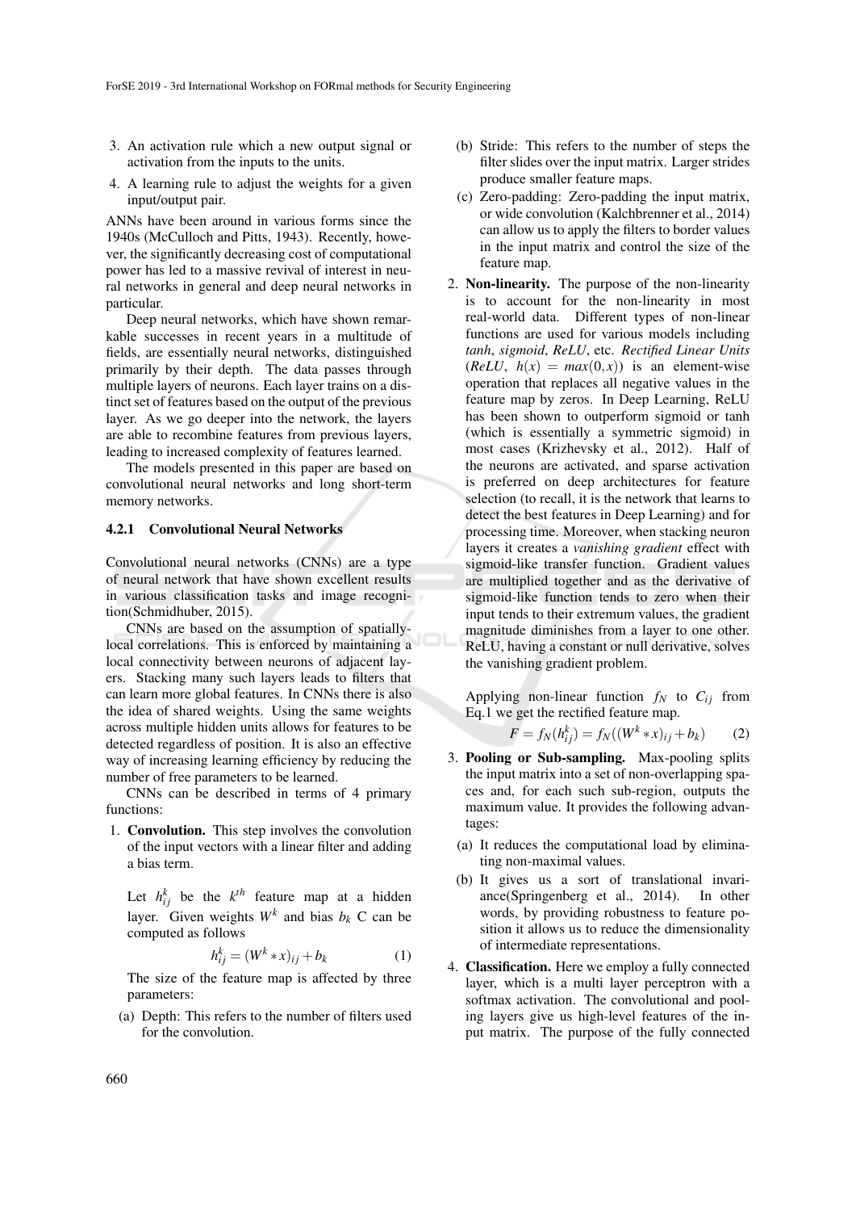3. An activation rule which a new output signal or activation from the inputs to the units.
4. A learning rule to adjust the weights for a given input/output pair.

ANNs have been around in various forms since the 1940s (McCulloch and Pitts, 1943). Recently, however, the significantly decreasing cost of computational power has led to a massive revival of interest in neural networks in general and deep neural networks in particular.

Deep neural networks, which have shown remarkable successes in recent years in a multitude of fields, are essentially neural networks, distinguished primarily by their depth. The data passes through multiple layers of neurons. Each layer trains on a distinct set of features based on the output of the previous layer. As we go deeper into the network, the layers are able to recombine features from previous layers, leading to increased complexity of features learned.

The models presented in this paper are based on convolutional neural networks and long short-term memory networks.

#### 4.2.1 Convolutional Neural Networks

Convolutional neural networks (CNNs) are a type of neural network that have shown excellent results in various classification tasks and image recognition(Schmidhuber, 2015).

CNNs are based on the assumption of spatially-local correlations. This is enforced by maintaining a local connectivity between neurons of adjacent layers. Stacking many such layers leads to filters that can learn more global features. In CNNs there is also the idea of shared weights. Using the same weights across multiple hidden units allows for features to be detected regardless of position. It is also an effective way of increasing learning efficiency by reducing the number of free parameters to be learned.

CNNs can be described in terms of 4 primary functions:

1. **Convolution.** This step involves the convolution of the input vectors with a linear filter and adding a bias term.

   Let $h^k_{ij}$ be the $k^{th}$ feature map at a hidden layer. Given weights $W^k$ and bias $b_k$ C can be computed as follows

   $$h^k_{ij} = (W^k * x)_{ij} + b_k \tag{1}$$

   The size of the feature map is affected by three parameters:

   (a) Depth: This refers to the number of filters used for the convolution.

   (b) Stride: This refers to the number of steps the filter slides over the input matrix. Larger strides produce smaller feature maps.

   (c) Zero-padding: Zero-padding the input matrix, or wide convolution (Kalchbrenner et al., 2014) can allow us to apply the filters to border values in the input matrix and control the size of the feature map.

2. **Non-linearity.** The purpose of the non-linearity is to account for the non-linearity in most real-world data. Different types of non-linear functions are used for various models including *tanh*, *sigmoid*, *ReLU*, etc. *Rectified Linear Units* (*ReLU*, $h(x) = max(0,x)$) is an element-wise operation that replaces all negative values in the feature map by zeros. In Deep Learning, ReLU has been shown to outperform sigmoid or tanh (which is essentially a symmetric sigmoid) in most cases (Krizhevsky et al., 2012). Half of the neurons are activated, and sparse activation is preferred on deep architectures for feature selection (to recall, it is the network that learns to detect the best features in Deep Learning) and for processing time. Moreover, when stacking neuron layers it creates a *vanishing gradient* effect with sigmoid-like transfer function. Gradient values are multiplied together and as the derivative of sigmoid-like function tends to zero when their input tends to their extremum values, the gradient magnitude diminishes from a layer to one other. ReLU, having a constant or null derivative, solves the vanishing gradient problem.

   Applying non-linear function $f_N$ to $C_{ij}$ from Eq.1 we get the rectified feature map.

   $$F = f_N(h^k_{ij}) = f_N((W^k * x)_{ij} + b_k) \tag{2}$$

3. **Pooling or Sub-sampling.** Max-pooling splits the input matrix into a set of non-overlapping spaces and, for each such sub-region, outputs the maximum value. It provides the following advantages:

   (a) It reduces the computational load by eliminating non-maximal values.

   (b) It gives us a sort of translational invariance(Springenberg et al., 2014). In other words, by providing robustness to feature position it allows us to reduce the dimensionality of intermediate representations.

4. **Classification.** Here we employ a fully connected layer, which is a multi layer perceptron with a softmax activation. The convolutional and pooling layers give us high-level features of the input matrix. The purpose of the fully connected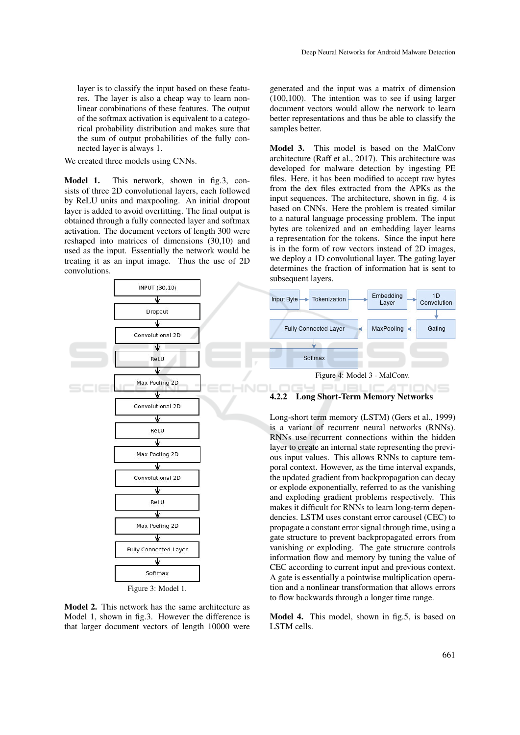layer is to classify the input based on these features. The layer is also a cheap way to learn non-linear combinations of these features. The output of the softmax activation is equivalent to a categorical probability distribution and makes sure that the sum of output probabilities of the fully connected layer is always 1.

We created three models using CNNs.

**Model 1.** This network, shown in fig.3, consists of three 2D convolutional layers, each followed by ReLU units and maxpooling. An initial dropout layer is added to avoid overfitting. The final output is obtained through a fully connected layer and softmax activation. The document vectors of length 300 were reshaped into matrices of dimensions (30,10) and used as the input. Essentially the network would be treating it as an input image. Thus the use of 2D convolutions.

INPUT (30,10) → Dropout → Convolutional 2D → ReLU → Max Pooling 2D → Convolutional 2D → ReLU → Max Pooling 2D → Convolutional 2D → ReLU → Max Pooling 2D → Fully Connected Layer → Softmax

Figure 3: Model 1.

**Model 2.** This network has the same architecture as Model 1, shown in fig.3. However the difference is that larger document vectors of length 10000 were generated and the input was a matrix of dimension (100,100). The intention was to see if using larger document vectors would allow the network to learn better representations and thus be able to classify the samples better.

**Model 3.** This model is based on the MalConv architecture (Raff et al., 2017). This architecture was developed for malware detection by ingesting PE files. Here, it has been modified to accept raw bytes from the dex files extracted from the APKs as the input sequences. The architecture, shown in fig. 4 is based on CNNs. Here the problem is treated similar to a natural language processing problem. The input bytes are tokenized and an embedding layer learns a representation for the tokens. Since the input here is in the form of row vectors instead of 2D images, we deploy a 1D convolutional layer. The gating layer determines the fraction of information hat is sent to subsequent layers.

Input Byte → Tokenization → Embedding Layer → 1D Convolution → Gating → MaxPooling → Fully Connected Layer → Softmax

Figure 4: Model 3 - MalConv.

### 4.2.2 Long Short-Term Memory Networks

Long-short term memory (LSTM) (Gers et al., 1999) is a variant of recurrent neural networks (RNNs). RNNs use recurrent connections within the hidden layer to create an internal state representing the previous input values. This allows RNNs to capture temporal context. However, as the time interval expands, the updated gradient from backpropagation can decay or explode exponentially, referred to as the vanishing and exploding gradient problems respectively. This makes it difficult for RNNs to learn long-term dependencies. LSTM uses constant error carousel (CEC) to propagate a constant error signal through time, using a gate structure to prevent backpropagated errors from vanishing or exploding. The gate structure controls information flow and memory by tuning the value of CEC according to current input and previous context. A gate is essentially a pointwise multiplication operation and a nonlinear transformation that allows errors to flow backwards through a longer time range.

**Model 4.** This model, shown in fig.5, is based on LSTM cells.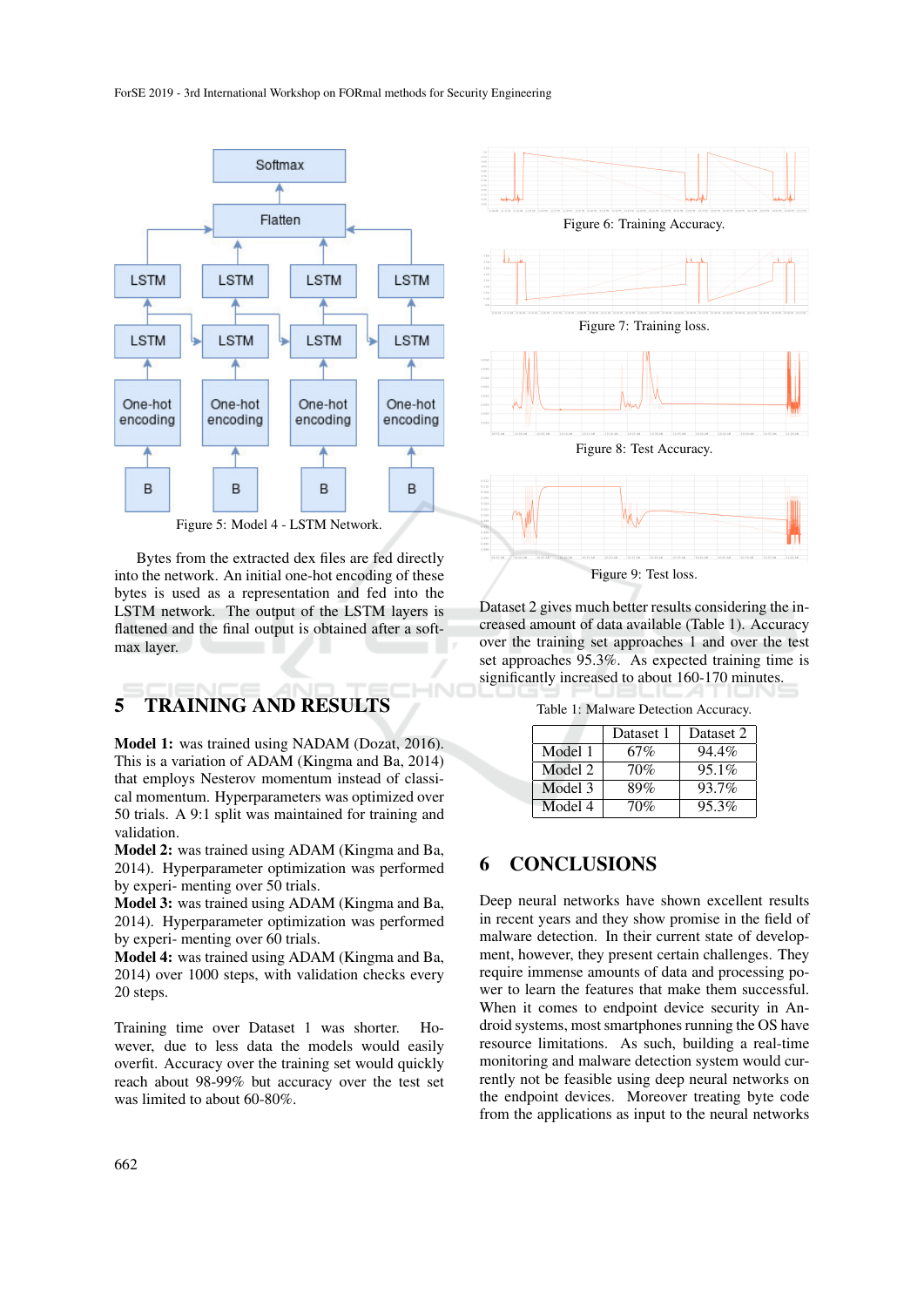Figure 5: Model 4 - LSTM Network.

Bytes from the extracted dex files are fed directly into the network. An initial one-hot encoding of these bytes is used as a representation and fed into the LSTM network. The output of the LSTM layers is flattened and the final output is obtained after a softmax layer.

## 5 TRAINING AND RESULTS

**Model 1:** was trained using NADAM (Dozat, 2016). This is a variation of ADAM (Kingma and Ba, 2014) that employs Nesterov momentum instead of classical momentum. Hyperparameters was optimized over 50 trials. A 9:1 split was maintained for training and validation.
**Model 2:** was trained using ADAM (Kingma and Ba, 2014). Hyperparameter optimization was performed by experi- menting over 50 trials.
**Model 3:** was trained using ADAM (Kingma and Ba, 2014). Hyperparameter optimization was performed by experi- menting over 60 trials.
**Model 4:** was trained using ADAM (Kingma and Ba, 2014) over 1000 steps, with validation checks every 20 steps.

Training time over Dataset 1 was shorter. However, due to less data the models would easily overfit. Accuracy over the training set would quickly reach about 98-99% but accuracy over the test set was limited to about 60-80%.

Figure 6: Training Accuracy.

Figure 7: Training loss.

Figure 8: Test Accuracy.

Figure 9: Test loss.

Dataset 2 gives much better results considering the increased amount of data available (Table 1). Accuracy over the training set approaches 1 and over the test set approaches 95.3%. As expected training time is significantly increased to about 160-170 minutes.

Table 1: Malware Detection Accuracy.

| | Dataset 1 | Dataset 2 |
|---|---|---|
| Model 1 | 67% | 94.4% |
| Model 2 | 70% | 95.1% |
| Model 3 | 89% | 93.7% |
| Model 4 | 70% | 95.3% |

## 6 CONCLUSIONS

Deep neural networks have shown excellent results in recent years and they show promise in the field of malware detection. In their current state of development, however, they present certain challenges. They require immense amounts of data and processing power to learn the features that make them successful. When it comes to endpoint device security in Android systems, most smartphones running the OS have resource limitations. As such, building a real-time monitoring and malware detection system would currently not be feasible using deep neural networks on the endpoint devices. Moreover treating byte code from the applications as input to the neural networks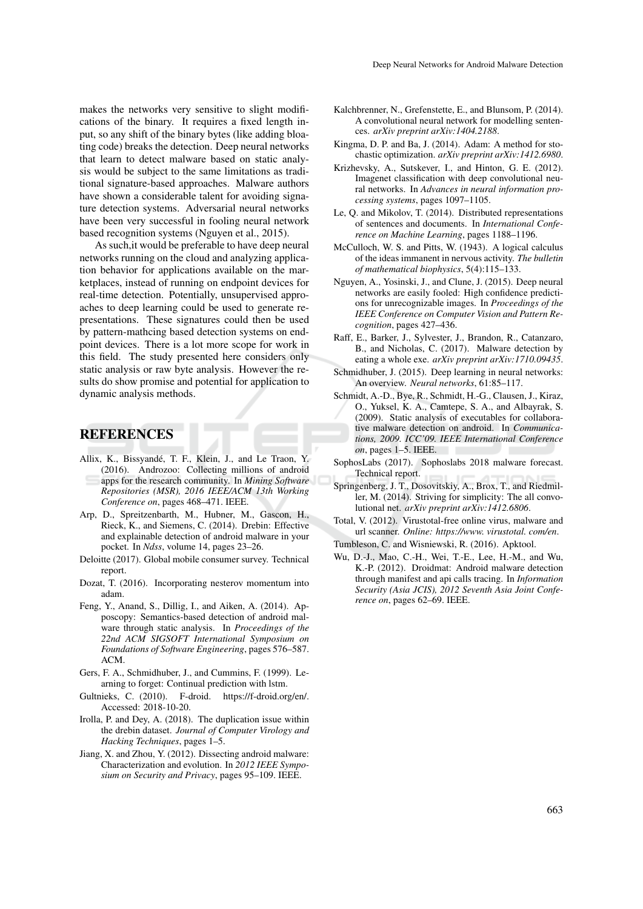makes the networks very sensitive to slight modifications of the binary. It requires a fixed length input, so any shift of the binary bytes (like adding bloating code) breaks the detection. Deep neural networks that learn to detect malware based on static analysis would be subject to the same limitations as traditional signature-based approaches. Malware authors have shown a considerable talent for avoiding signature detection systems. Adversarial neural networks have been very successful in fooling neural network based recognition systems (Nguyen et al., 2015).

As such,it would be preferable to have deep neural networks running on the cloud and analyzing application behavior for applications available on the marketplaces, instead of running on endpoint devices for real-time detection. Potentially, unsupervised approaches to deep learning could be used to generate representations. These signatures could then be used by pattern-mathcing based detection systems on endpoint devices. There is a lot more scope for work in this field. The study presented here considers only static analysis or raw byte analysis. However the results do show promise and potential for application to dynamic analysis methods.

## REFERENCES

Allix, K., Bissyandé, T. F., Klein, J., and Le Traon, Y. (2016). Androzoo: Collecting millions of android apps for the research community. In *Mining Software Repositories (MSR), 2016 IEEE/ACM 13th Working Conference on*, pages 468–471. IEEE.

Arp, D., Spreitzenbarth, M., Hubner, M., Gascon, H., Rieck, K., and Siemens, C. (2014). Drebin: Effective and explainable detection of android malware in your pocket. In *Ndss*, volume 14, pages 23–26.

Deloitte (2017). Global mobile consumer survey. Technical report.

Dozat, T. (2016). Incorporating nesterov momentum into adam.

Feng, Y., Anand, S., Dillig, I., and Aiken, A. (2014). Apposcopy: Semantics-based detection of android malware through static analysis. In *Proceedings of the 22nd ACM SIGSOFT International Symposium on Foundations of Software Engineering*, pages 576–587. ACM.

Gers, F. A., Schmidhuber, J., and Cummins, F. (1999). Learning to forget: Continual prediction with lstm.

Gultnieks, C. (2010). F-droid. https://f-droid.org/en/. Accessed: 2018-10-20.

Irolla, P. and Dey, A. (2018). The duplication issue within the drebin dataset. *Journal of Computer Virology and Hacking Techniques*, pages 1–5.

Jiang, X. and Zhou, Y. (2012). Dissecting android malware: Characterization and evolution. In *2012 IEEE Symposium on Security and Privacy*, pages 95–109. IEEE.

Kalchbrenner, N., Grefenstette, E., and Blunsom, P. (2014). A convolutional neural network for modelling sentences. *arXiv preprint arXiv:1404.2188*.

Kingma, D. P. and Ba, J. (2014). Adam: A method for stochastic optimization. *arXiv preprint arXiv:1412.6980*.

Krizhevsky, A., Sutskever, I., and Hinton, G. E. (2012). Imagenet classification with deep convolutional neural networks. In *Advances in neural information processing systems*, pages 1097–1105.

Le, Q. and Mikolov, T. (2014). Distributed representations of sentences and documents. In *International Conference on Machine Learning*, pages 1188–1196.

McCulloch, W. S. and Pitts, W. (1943). A logical calculus of the ideas immanent in nervous activity. *The bulletin of mathematical biophysics*, 5(4):115–133.

Nguyen, A., Yosinski, J., and Clune, J. (2015). Deep neural networks are easily fooled: High confidence predictions for unrecognizable images. In *Proceedings of the IEEE Conference on Computer Vision and Pattern Recognition*, pages 427–436.

Raff, E., Barker, J., Sylvester, J., Brandon, R., Catanzaro, B., and Nicholas, C. (2017). Malware detection by eating a whole exe. *arXiv preprint arXiv:1710.09435*.

Schmidhuber, J. (2015). Deep learning in neural networks: An overview. *Neural networks*, 61:85–117.

Schmidt, A.-D., Bye, R., Schmidt, H.-G., Clausen, J., Kiraz, O., Yuksel, K. A., Camtepe, S. A., and Albayrak, S. (2009). Static analysis of executables for collaborative malware detection on android. In *Communications, 2009. ICC'09. IEEE International Conference on*, pages 1–5. IEEE.

SophosLabs (2017). Sophoslabs 2018 malware forecast. Technical report.

Springenberg, J. T., Dosovitskiy, A., Brox, T., and Riedmiller, M. (2014). Striving for simplicity: The all convolutional net. *arXiv preprint arXiv:1412.6806*.

Total, V. (2012). Virustotal-free online virus, malware and url scanner. *Online: https://www. virustotal. com/en*.

Tumbleson, C. and Wisniewski, R. (2016). Apktool.

Wu, D.-J., Mao, C.-H., Wei, T.-E., Lee, H.-M., and Wu, K.-P. (2012). Droidmat: Android malware detection through manifest and api calls tracing. In *Information Security (Asia JCIS), 2012 Seventh Asia Joint Conference on*, pages 62–69. IEEE.